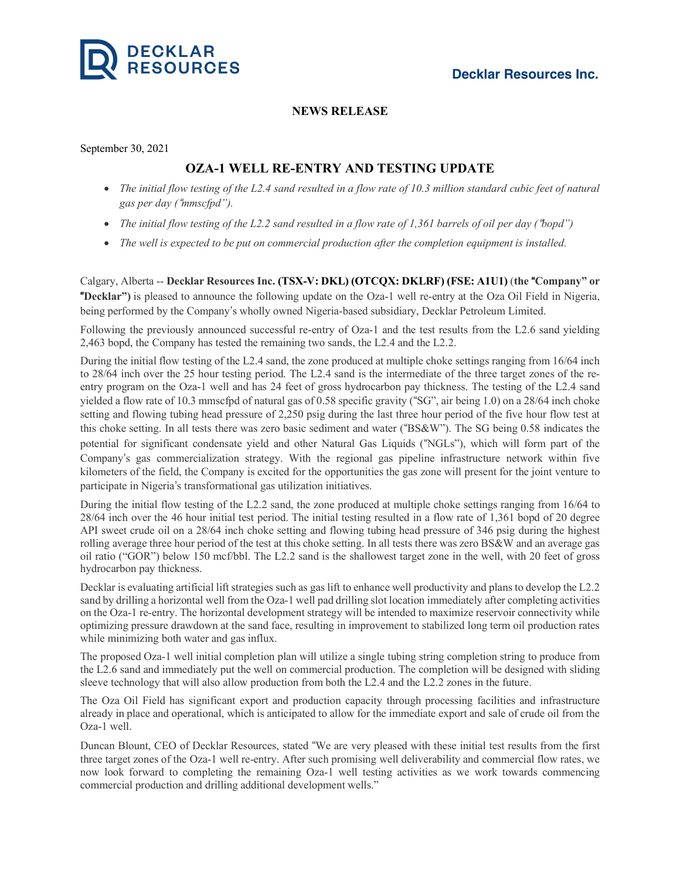**Decklar Resources Inc.**

**NEWS RELEASE**

September 30, 2021

# OZA-1 WELL RE-ENTRY AND TESTING UPDATE

- *The initial flow testing of the L2.4 sand resulted in a flow rate of 10.3 million standard cubic feet of natural gas per day ("mmscfpd").*
- *The initial flow testing of the L2.2 sand resulted in a flow rate of 1,361 barrels of oil per day ("bopd")*
- *The well is expected to be put on commercial production after the completion equipment is installed.*

Calgary, Alberta -- **Decklar Resources Inc. (TSX-V: DKL) (OTCQX: DKLRF) (FSE: A1U1)** (**the "Company" or "Decklar")** is pleased to announce the following update on the Oza-1 well re-entry at the Oza Oil Field in Nigeria, being performed by the Company's wholly owned Nigeria-based subsidiary, Decklar Petroleum Limited.

Following the previously announced successful re-entry of Oza-1 and the test results from the L2.6 sand yielding 2,463 bopd, the Company has tested the remaining two sands, the L2.4 and the L2.2.

During the initial flow testing of the L2.4 sand, the zone produced at multiple choke settings ranging from 16/64 inch to 28/64 inch over the 25 hour testing period. The L2.4 sand is the intermediate of the three target zones of the re-entry program on the Oza-1 well and has 24 feet of gross hydrocarbon pay thickness. The testing of the L2.4 sand yielded a flow rate of 10.3 mmscfpd of natural gas of 0.58 specific gravity ("SG", air being 1.0) on a 28/64 inch choke setting and flowing tubing head pressure of 2,250 psig during the last three hour period of the five hour flow test at this choke setting. In all tests there was zero basic sediment and water ("BS&W"). The SG being 0.58 indicates the potential for significant condensate yield and other Natural Gas Liquids ("NGLs"), which will form part of the Company's gas commercialization strategy. With the regional gas pipeline infrastructure network within five kilometers of the field, the Company is excited for the opportunities the gas zone will present for the joint venture to participate in Nigeria's transformational gas utilization initiatives.

During the initial flow testing of the L2.2 sand, the zone produced at multiple choke settings ranging from 16/64 to 28/64 inch over the 46 hour initial test period. The initial testing resulted in a flow rate of 1,361 bopd of 20 degree API sweet crude oil on a 28/64 inch choke setting and flowing tubing head pressure of 346 psig during the highest rolling average three hour period of the test at this choke setting. In all tests there was zero BS&W and an average gas oil ratio ("GOR") below 150 mcf/bbl. The L2.2 sand is the shallowest target zone in the well, with 20 feet of gross hydrocarbon pay thickness.

Decklar is evaluating artificial lift strategies such as gas lift to enhance well productivity and plans to develop the L2.2 sand by drilling a horizontal well from the Oza-1 well pad drilling slot location immediately after completing activities on the Oza-1 re-entry. The horizontal development strategy will be intended to maximize reservoir connectivity while optimizing pressure drawdown at the sand face, resulting in improvement to stabilized long term oil production rates while minimizing both water and gas influx.

The proposed Oza-1 well initial completion plan will utilize a single tubing string completion string to produce from the L2.6 sand and immediately put the well on commercial production. The completion will be designed with sliding sleeve technology that will also allow production from both the L2.4 and the L2.2 zones in the future.

The Oza Oil Field has significant export and production capacity through processing facilities and infrastructure already in place and operational, which is anticipated to allow for the immediate export and sale of crude oil from the Oza-1 well.

Duncan Blount, CEO of Decklar Resources, stated "We are very pleased with these initial test results from the first three target zones of the Oza-1 well re-entry. After such promising well deliverability and commercial flow rates, we now look forward to completing the remaining Oza-1 well testing activities as we work towards commencing commercial production and drilling additional development wells."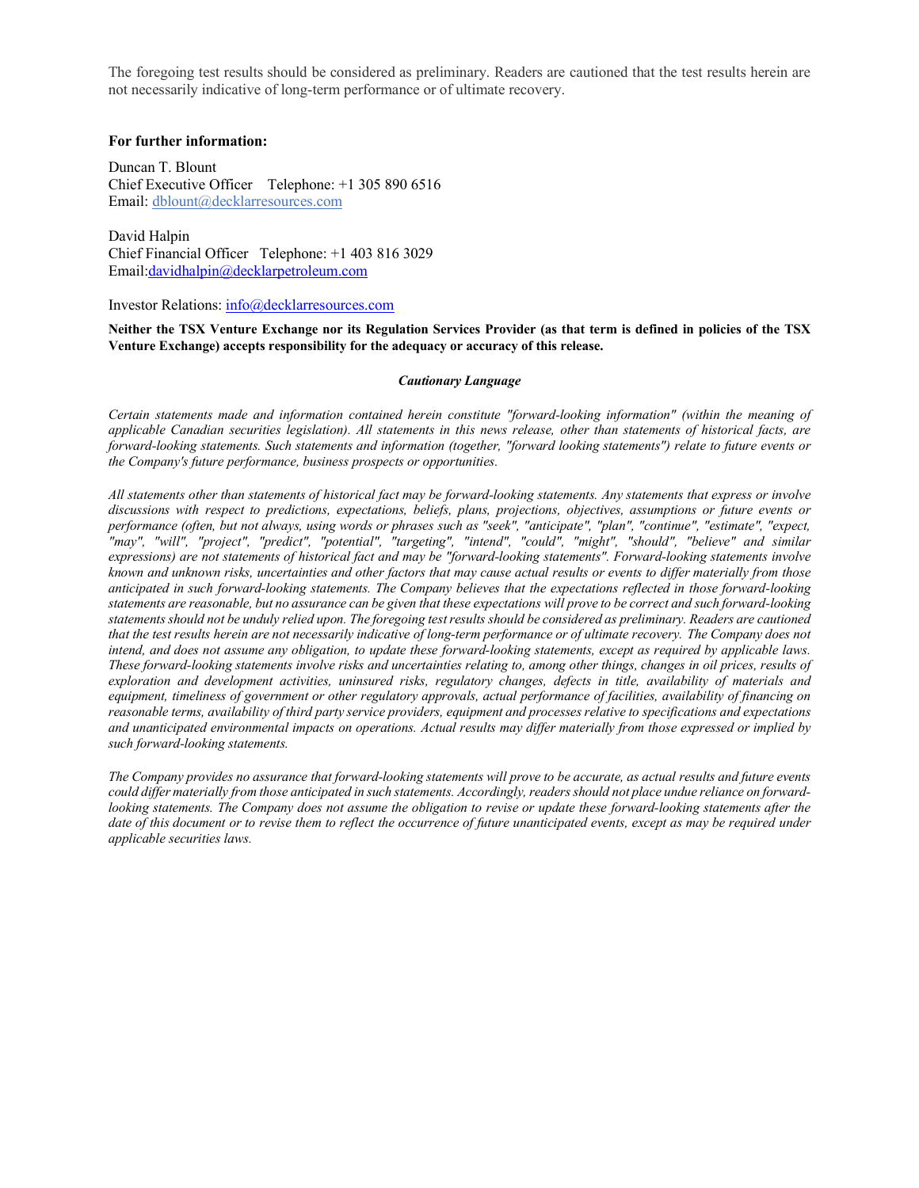The foregoing test results should be considered as preliminary. Readers are cautioned that the test results herein are not necessarily indicative of long-term performance or of ultimate recovery.

**For further information:**

Duncan T. Blount
Chief Executive Officer Telephone: +1 305 890 6516
Email: dblount@decklarresources.com

David Halpin
Chief Financial Officer Telephone: +1 403 816 3029
Email:davidhalpin@decklarpetroleum.com

Investor Relations: info@decklarresources.com

**Neither the TSX Venture Exchange nor its Regulation Services Provider (as that term is defined in policies of the TSX Venture Exchange) accepts responsibility for the adequacy or accuracy of this release.**

***Cautionary Language***

*Certain statements made and information contained herein constitute "forward-looking information" (within the meaning of applicable Canadian securities legislation). All statements in this news release, other than statements of historical facts, are forward-looking statements. Such statements and information (together, "forward looking statements") relate to future events or the Company's future performance, business prospects or opportunities.*

*All statements other than statements of historical fact may be forward-looking statements. Any statements that express or involve discussions with respect to predictions, expectations, beliefs, plans, projections, objectives, assumptions or future events or performance (often, but not always, using words or phrases such as "seek", "anticipate", "plan", "continue", "estimate", "expect, "may", "will", "project", "predict", "potential", "targeting", "intend", "could", "might", "should", "believe" and similar expressions) are not statements of historical fact and may be "forward-looking statements". Forward-looking statements involve known and unknown risks, uncertainties and other factors that may cause actual results or events to differ materially from those anticipated in such forward-looking statements. The Company believes that the expectations reflected in those forward-looking statements are reasonable, but no assurance can be given that these expectations will prove to be correct and such forward-looking statements should not be unduly relied upon. The foregoing test results should be considered as preliminary. Readers are cautioned that the test results herein are not necessarily indicative of long-term performance or of ultimate recovery. The Company does not intend, and does not assume any obligation, to update these forward-looking statements, except as required by applicable laws. These forward-looking statements involve risks and uncertainties relating to, among other things, changes in oil prices, results of exploration and development activities, uninsured risks, regulatory changes, defects in title, availability of materials and equipment, timeliness of government or other regulatory approvals, actual performance of facilities, availability of financing on reasonable terms, availability of third party service providers, equipment and processes relative to specifications and expectations and unanticipated environmental impacts on operations. Actual results may differ materially from those expressed or implied by such forward-looking statements.*

*The Company provides no assurance that forward-looking statements will prove to be accurate, as actual results and future events could differ materially from those anticipated in such statements. Accordingly, readers should not place undue reliance on forward-looking statements. The Company does not assume the obligation to revise or update these forward-looking statements after the date of this document or to revise them to reflect the occurrence of future unanticipated events, except as may be required under applicable securities laws.*